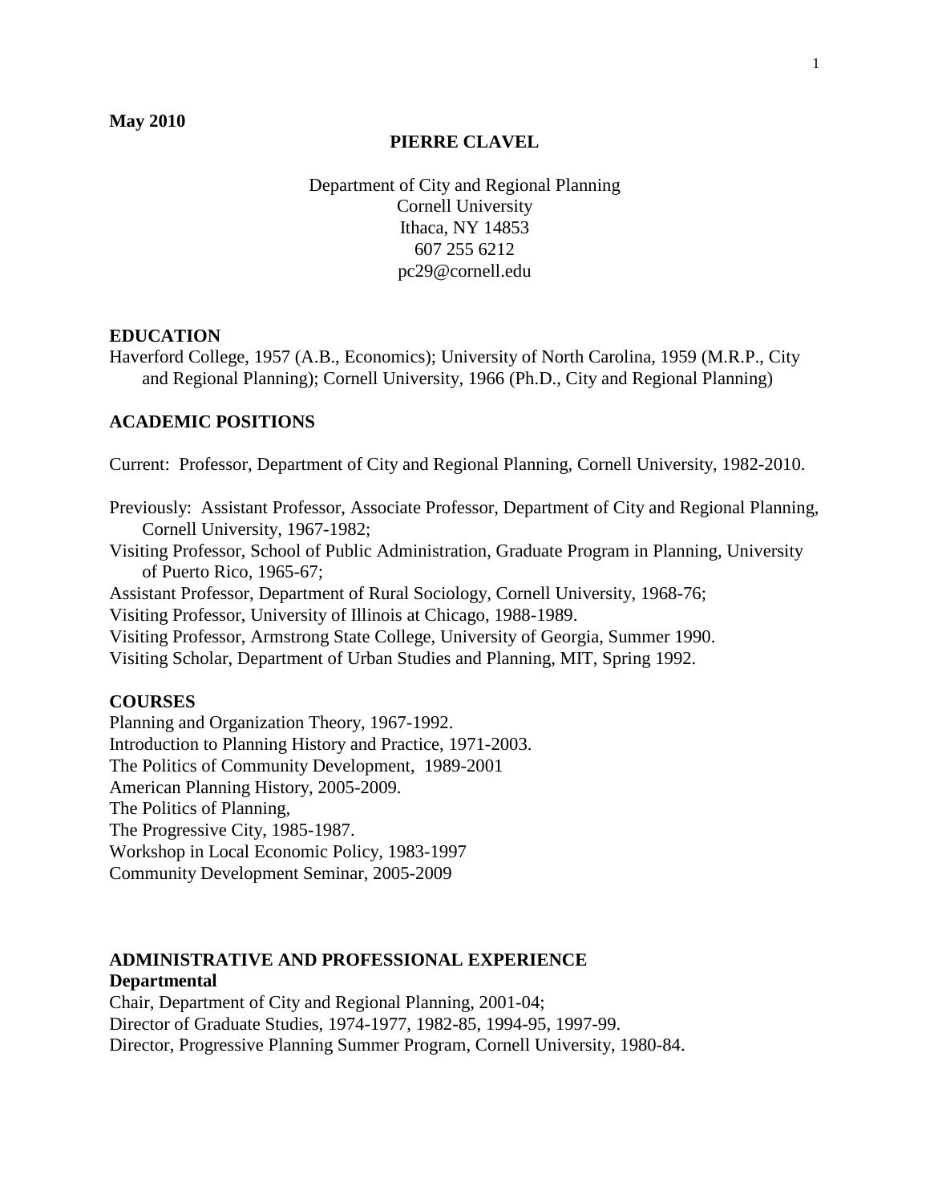**May 2010**

# PIERRE CLAVEL

Department of City and Regional Planning
Cornell University
Ithaca, NY 14853
607 255 6212
pc29@cornell.edu

## EDUCATION

Haverford College, 1957 (A.B., Economics); University of North Carolina, 1959 (M.R.P., City and Regional Planning); Cornell University, 1966 (Ph.D., City and Regional Planning)

## ACADEMIC POSITIONS

Current: Professor, Department of City and Regional Planning, Cornell University, 1982-2010.

Previously: Assistant Professor, Associate Professor, Department of City and Regional Planning, Cornell University, 1967-1982;
Visiting Professor, School of Public Administration, Graduate Program in Planning, University of Puerto Rico, 1965-67;
Assistant Professor, Department of Rural Sociology, Cornell University, 1968-76;
Visiting Professor, University of Illinois at Chicago, 1988-1989.
Visiting Professor, Armstrong State College, University of Georgia, Summer 1990.
Visiting Scholar, Department of Urban Studies and Planning, MIT, Spring 1992.

## COURSES

Planning and Organization Theory, 1967-1992.
Introduction to Planning History and Practice, 1971-2003.
The Politics of Community Development, 1989-2001
American Planning History, 2005-2009.
The Politics of Planning,
The Progressive City, 1985-1987.
Workshop in Local Economic Policy, 1983-1997
Community Development Seminar, 2005-2009

## ADMINISTRATIVE AND PROFESSIONAL EXPERIENCE

### Departmental

Chair, Department of City and Regional Planning, 2001-04;
Director of Graduate Studies, 1974-1977, 1982-85, 1994-95, 1997-99.
Director, Progressive Planning Summer Program, Cornell University, 1980-84.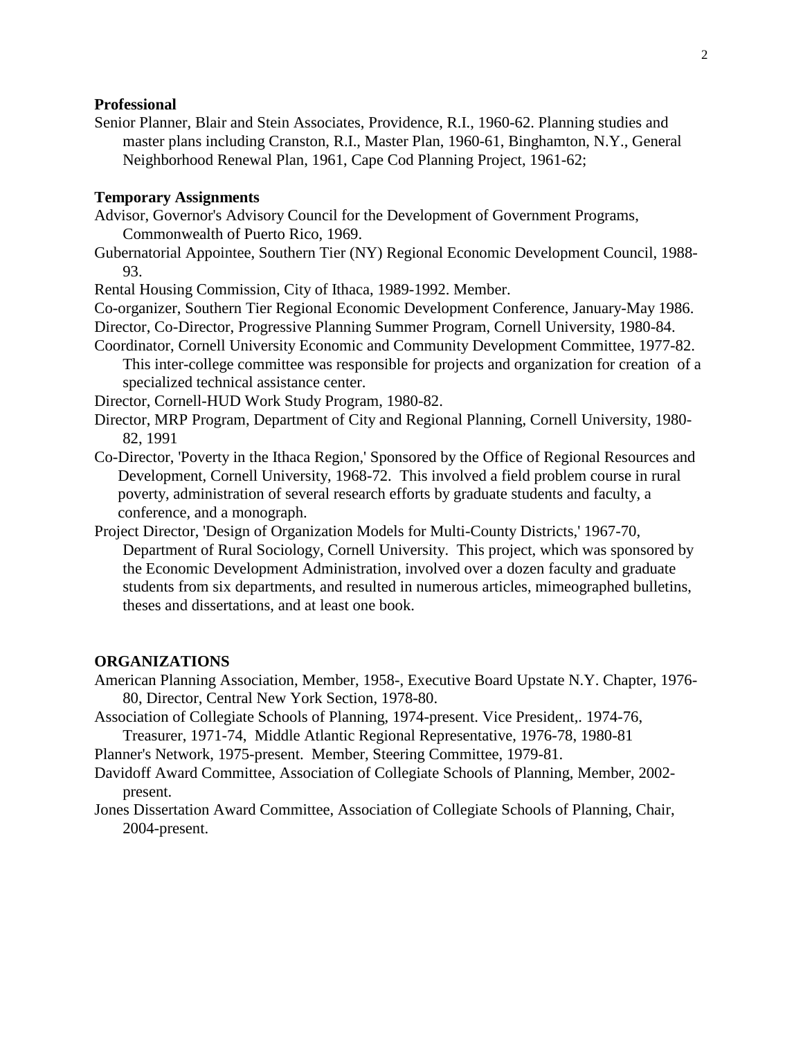**Professional**

Senior Planner, Blair and Stein Associates, Providence, R.I., 1960-62. Planning studies and master plans including Cranston, R.I., Master Plan, 1960-61, Binghamton, N.Y., General Neighborhood Renewal Plan, 1961, Cape Cod Planning Project, 1961-62;

**Temporary Assignments**

Advisor, Governor's Advisory Council for the Development of Government Programs, Commonwealth of Puerto Rico, 1969.

Gubernatorial Appointee, Southern Tier (NY) Regional Economic Development Council, 1988-93.

Rental Housing Commission, City of Ithaca, 1989-1992. Member.

Co-organizer, Southern Tier Regional Economic Development Conference, January-May 1986.

Director, Co-Director, Progressive Planning Summer Program, Cornell University, 1980-84.

Coordinator, Cornell University Economic and Community Development Committee, 1977-82. This inter-college committee was responsible for projects and organization for creation of a specialized technical assistance center.

Director, Cornell-HUD Work Study Program, 1980-82.

Director, MRP Program, Department of City and Regional Planning, Cornell University, 1980-82, 1991

Co-Director, 'Poverty in the Ithaca Region,' Sponsored by the Office of Regional Resources and Development, Cornell University, 1968-72. This involved a field problem course in rural poverty, administration of several research efforts by graduate students and faculty, a conference, and a monograph.

Project Director, 'Design of Organization Models for Multi-County Districts,' 1967-70, Department of Rural Sociology, Cornell University. This project, which was sponsored by the Economic Development Administration, involved over a dozen faculty and graduate students from six departments, and resulted in numerous articles, mimeographed bulletins, theses and dissertations, and at least one book.

**ORGANIZATIONS**

American Planning Association, Member, 1958-, Executive Board Upstate N.Y. Chapter, 1976-80, Director, Central New York Section, 1978-80.

Association of Collegiate Schools of Planning, 1974-present. Vice President,. 1974-76, Treasurer, 1971-74, Middle Atlantic Regional Representative, 1976-78, 1980-81

Planner's Network, 1975-present. Member, Steering Committee, 1979-81.

Davidoff Award Committee, Association of Collegiate Schools of Planning, Member, 2002-present.

Jones Dissertation Award Committee, Association of Collegiate Schools of Planning, Chair, 2004-present.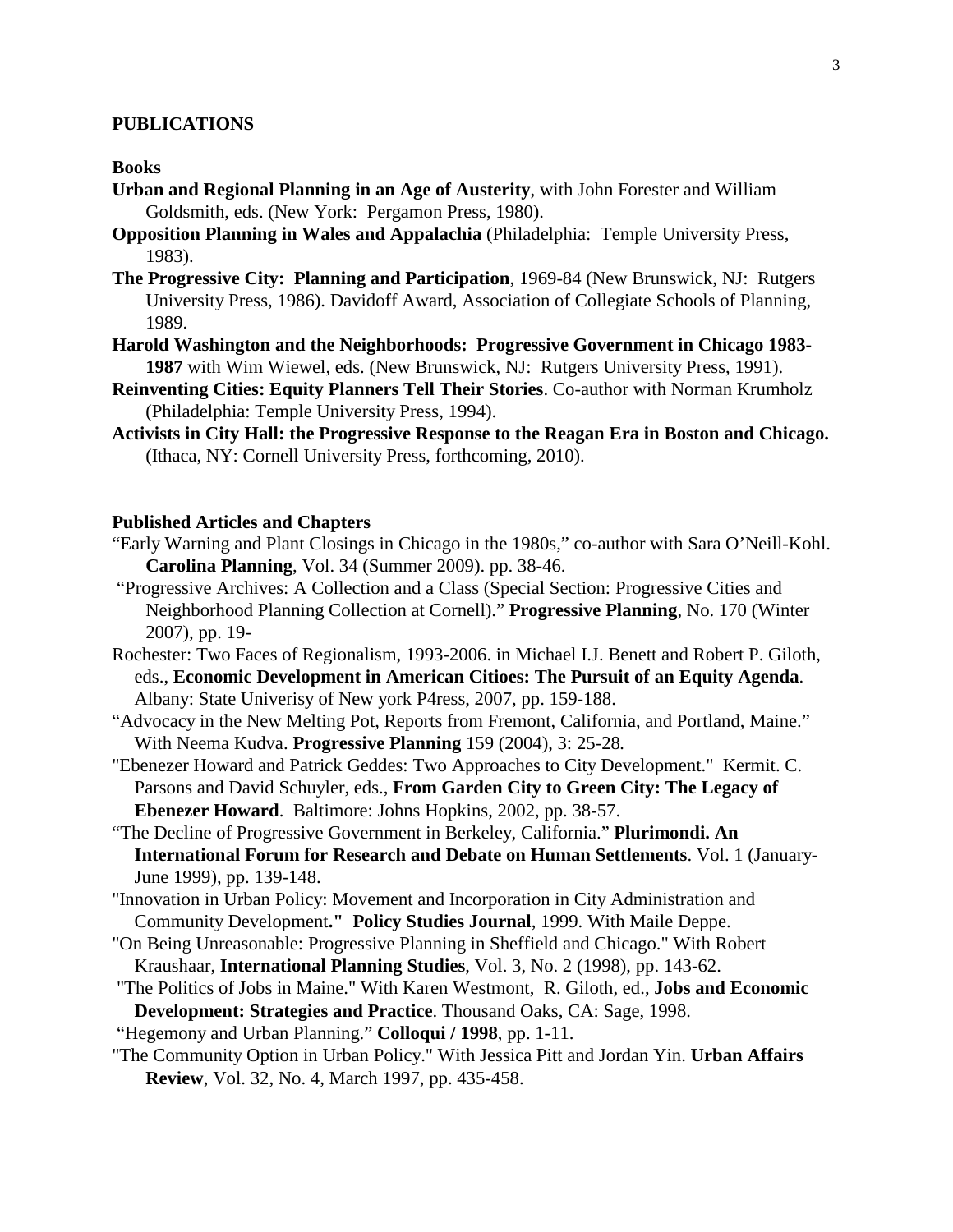## PUBLICATIONS

### Books

**Urban and Regional Planning in an Age of Austerity**, with John Forester and William Goldsmith, eds. (New York: Pergamon Press, 1980).

**Opposition Planning in Wales and Appalachia** (Philadelphia: Temple University Press, 1983).

**The Progressive City: Planning and Participation**, 1969-84 (New Brunswick, NJ: Rutgers University Press, 1986). Davidoff Award, Association of Collegiate Schools of Planning, 1989.

**Harold Washington and the Neighborhoods: Progressive Government in Chicago 1983-1987** with Wim Wiewel, eds. (New Brunswick, NJ: Rutgers University Press, 1991).

**Reinventing Cities: Equity Planners Tell Their Stories**. Co-author with Norman Krumholz (Philadelphia: Temple University Press, 1994).

**Activists in City Hall: the Progressive Response to the Reagan Era in Boston and Chicago.** (Ithaca, NY: Cornell University Press, forthcoming, 2010).

### Published Articles and Chapters

"Early Warning and Plant Closings in Chicago in the 1980s," co-author with Sara O'Neill-Kohl. **Carolina Planning**, Vol. 34 (Summer 2009). pp. 38-46.

"Progressive Archives: A Collection and a Class (Special Section: Progressive Cities and Neighborhood Planning Collection at Cornell)." **Progressive Planning**, No. 170 (Winter 2007), pp. 19-

Rochester: Two Faces of Regionalism, 1993-2006. in Michael I.J. Benett and Robert P. Giloth, eds., **Economic Development in American Citioes: The Pursuit of an Equity Agenda**. Albany: State Univerisy of New york P4ress, 2007, pp. 159-188.

"Advocacy in the New Melting Pot, Reports from Fremont, California, and Portland, Maine." With Neema Kudva. **Progressive Planning** 159 (2004), 3: 25-28.

"Ebenezer Howard and Patrick Geddes: Two Approaches to City Development." Kermit. C. Parsons and David Schuyler, eds., **From Garden City to Green City: The Legacy of Ebenezer Howard**. Baltimore: Johns Hopkins, 2002, pp. 38-57.

"The Decline of Progressive Government in Berkeley, California." **Plurimondi. An International Forum for Research and Debate on Human Settlements**. Vol. 1 (January-June 1999), pp. 139-148.

"Innovation in Urban Policy: Movement and Incorporation in City Administration and Community Development**." Policy Studies Journal**, 1999. With Maile Deppe.

"On Being Unreasonable: Progressive Planning in Sheffield and Chicago." With Robert Kraushaar, **International Planning Studies**, Vol. 3, No. 2 (1998), pp. 143-62.

"The Politics of Jobs in Maine." With Karen Westmont, R. Giloth, ed., **Jobs and Economic Development: Strategies and Practice**. Thousand Oaks, CA: Sage, 1998.

"Hegemony and Urban Planning." **Colloqui / 1998**, pp. 1-11.

"The Community Option in Urban Policy." With Jessica Pitt and Jordan Yin. **Urban Affairs Review**, Vol. 32, No. 4, March 1997, pp. 435-458.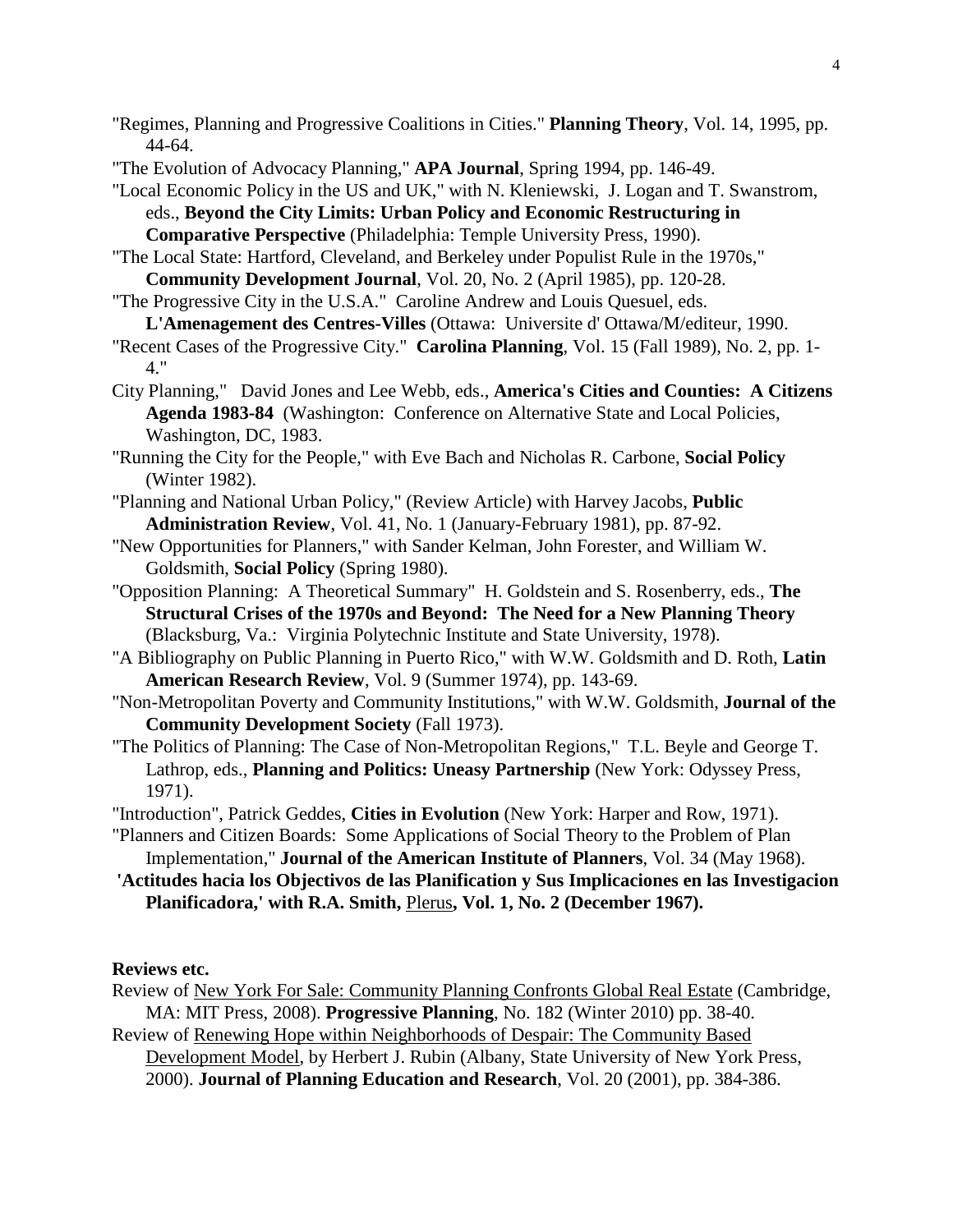"Regimes, Planning and Progressive Coalitions in Cities." **Planning Theory**, Vol. 14, 1995, pp. 44-64.

"The Evolution of Advocacy Planning," **APA Journal**, Spring 1994, pp. 146-49.

"Local Economic Policy in the US and UK," with N. Kleniewski, J. Logan and T. Swanstrom, eds., **Beyond the City Limits: Urban Policy and Economic Restructuring in Comparative Perspective** (Philadelphia: Temple University Press, 1990).

"The Local State: Hartford, Cleveland, and Berkeley under Populist Rule in the 1970s," **Community Development Journal**, Vol. 20, No. 2 (April 1985), pp. 120-28.

"The Progressive City in the U.S.A." Caroline Andrew and Louis Quesuel, eds. **L'Amenagement des Centres-Villes** (Ottawa: Universite d' Ottawa/M/editeur, 1990.

"Recent Cases of the Progressive City." **Carolina Planning**, Vol. 15 (Fall 1989), No. 2, pp. 1-4."

City Planning," David Jones and Lee Webb, eds., **America's Cities and Counties: A Citizens Agenda 1983-84** (Washington: Conference on Alternative State and Local Policies, Washington, DC, 1983.

"Running the City for the People," with Eve Bach and Nicholas R. Carbone, **Social Policy** (Winter 1982).

"Planning and National Urban Policy," (Review Article) with Harvey Jacobs, **Public Administration Review**, Vol. 41, No. 1 (January-February 1981), pp. 87-92.

"New Opportunities for Planners," with Sander Kelman, John Forester, and William W. Goldsmith, **Social Policy** (Spring 1980).

"Opposition Planning: A Theoretical Summary" H. Goldstein and S. Rosenberry, eds., **The Structural Crises of the 1970s and Beyond: The Need for a New Planning Theory** (Blacksburg, Va.: Virginia Polytechnic Institute and State University, 1978).

"A Bibliography on Public Planning in Puerto Rico," with W.W. Goldsmith and D. Roth, **Latin American Research Review**, Vol. 9 (Summer 1974), pp. 143-69.

"Non-Metropolitan Poverty and Community Institutions," with W.W. Goldsmith, **Journal of the Community Development Society** (Fall 1973).

"The Politics of Planning: The Case of Non-Metropolitan Regions," T.L. Beyle and George T. Lathrop, eds., **Planning and Politics: Uneasy Partnership** (New York: Odyssey Press, 1971).

"Introduction", Patrick Geddes, **Cities in Evolution** (New York: Harper and Row, 1971).

"Planners and Citizen Boards: Some Applications of Social Theory to the Problem of Plan Implementation," **Journal of the American Institute of Planners**, Vol. 34 (May 1968).

**'Actitudes hacia los Objectivos de las Planification y Sus Implicaciones en las Investigacion Planificadora,' with R.A. Smith,** Plerus**, Vol. 1, No. 2 (December 1967).**

**Reviews etc.**

Review of New York For Sale: Community Planning Confronts Global Real Estate (Cambridge, MA: MIT Press, 2008). **Progressive Planning**, No. 182 (Winter 2010) pp. 38-40.

Review of Renewing Hope within Neighborhoods of Despair: The Community Based Development Model, by Herbert J. Rubin (Albany, State University of New York Press, 2000). **Journal of Planning Education and Research**, Vol. 20 (2001), pp. 384-386.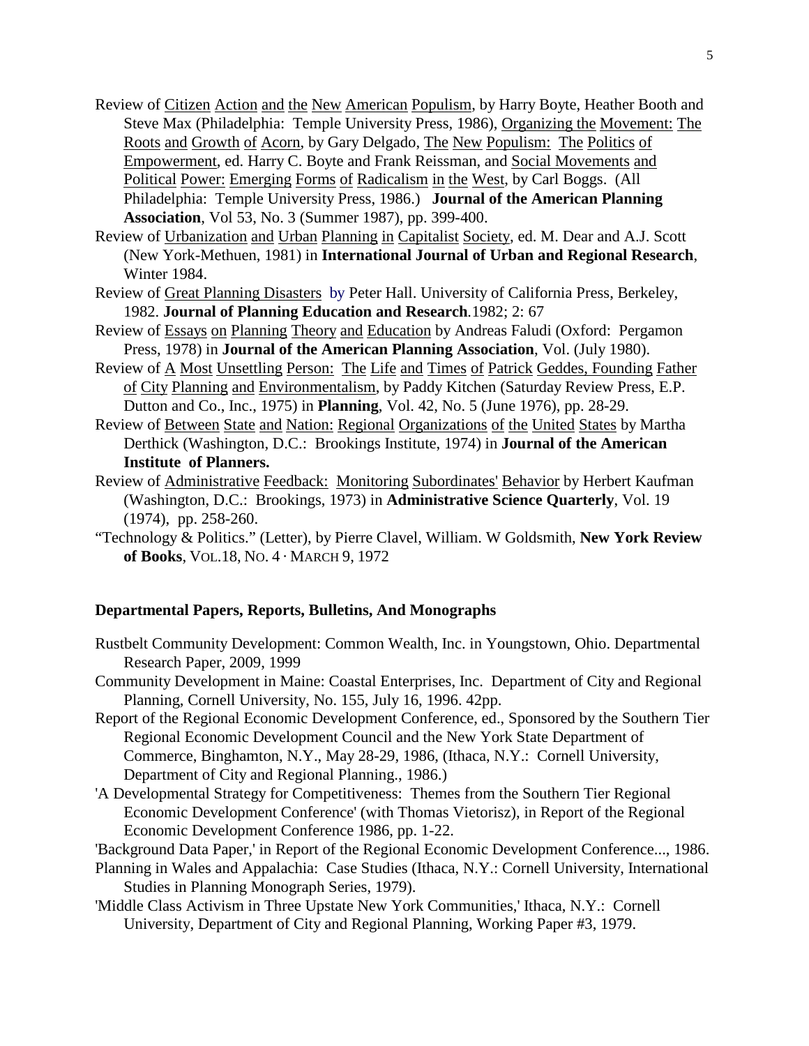Review of Citizen Action and the New American Populism, by Harry Boyte, Heather Booth and Steve Max (Philadelphia: Temple University Press, 1986), Organizing the Movement: The Roots and Growth of Acorn, by Gary Delgado, The New Populism: The Politics of Empowerment, ed. Harry C. Boyte and Frank Reissman, and Social Movements and Political Power: Emerging Forms of Radicalism in the West, by Carl Boggs. (All Philadelphia: Temple University Press, 1986.) **Journal of the American Planning Association**, Vol 53, No. 3 (Summer 1987), pp. 399-400.

Review of Urbanization and Urban Planning in Capitalist Society, ed. M. Dear and A.J. Scott (New York-Methuen, 1981) in **International Journal of Urban and Regional Research**, Winter 1984.

Review of Great Planning Disasters by Peter Hall. University of California Press, Berkeley, 1982. **Journal of Planning Education and Research**.1982; 2: 67

Review of Essays on Planning Theory and Education by Andreas Faludi (Oxford: Pergamon Press, 1978) in **Journal of the American Planning Association**, Vol. (July 1980).

Review of A Most Unsettling Person: The Life and Times of Patrick Geddes, Founding Father of City Planning and Environmentalism, by Paddy Kitchen (Saturday Review Press, E.P. Dutton and Co., Inc., 1975) in **Planning**, Vol. 42, No. 5 (June 1976), pp. 28-29.

Review of Between State and Nation: Regional Organizations of the United States by Martha Derthick (Washington, D.C.: Brookings Institute, 1974) in **Journal of the American Institute of Planners.**

Review of Administrative Feedback: Monitoring Subordinates' Behavior by Herbert Kaufman (Washington, D.C.: Brookings, 1973) in **Administrative Science Quarterly**, Vol. 19 (1974), pp. 258-260.

"Technology & Politics." (Letter), by Pierre Clavel, William. W Goldsmith, **New York Review of Books**, VOL.18, NO. 4 · MARCH 9, 1972

**Departmental Papers, Reports, Bulletins, And Monographs**

Rustbelt Community Development: Common Wealth, Inc. in Youngstown, Ohio. Departmental Research Paper, 2009, 1999

Community Development in Maine: Coastal Enterprises, Inc. Department of City and Regional Planning, Cornell University, No. 155, July 16, 1996. 42pp.

Report of the Regional Economic Development Conference, ed., Sponsored by the Southern Tier Regional Economic Development Council and the New York State Department of Commerce, Binghamton, N.Y., May 28-29, 1986, (Ithaca, N.Y.: Cornell University, Department of City and Regional Planning., 1986.)

'A Developmental Strategy for Competitiveness: Themes from the Southern Tier Regional Economic Development Conference' (with Thomas Vietorisz), in Report of the Regional Economic Development Conference 1986, pp. 1-22.

'Background Data Paper,' in Report of the Regional Economic Development Conference..., 1986.

Planning in Wales and Appalachia: Case Studies (Ithaca, N.Y.: Cornell University, International Studies in Planning Monograph Series, 1979).

'Middle Class Activism in Three Upstate New York Communities,' Ithaca, N.Y.: Cornell University, Department of City and Regional Planning, Working Paper #3, 1979.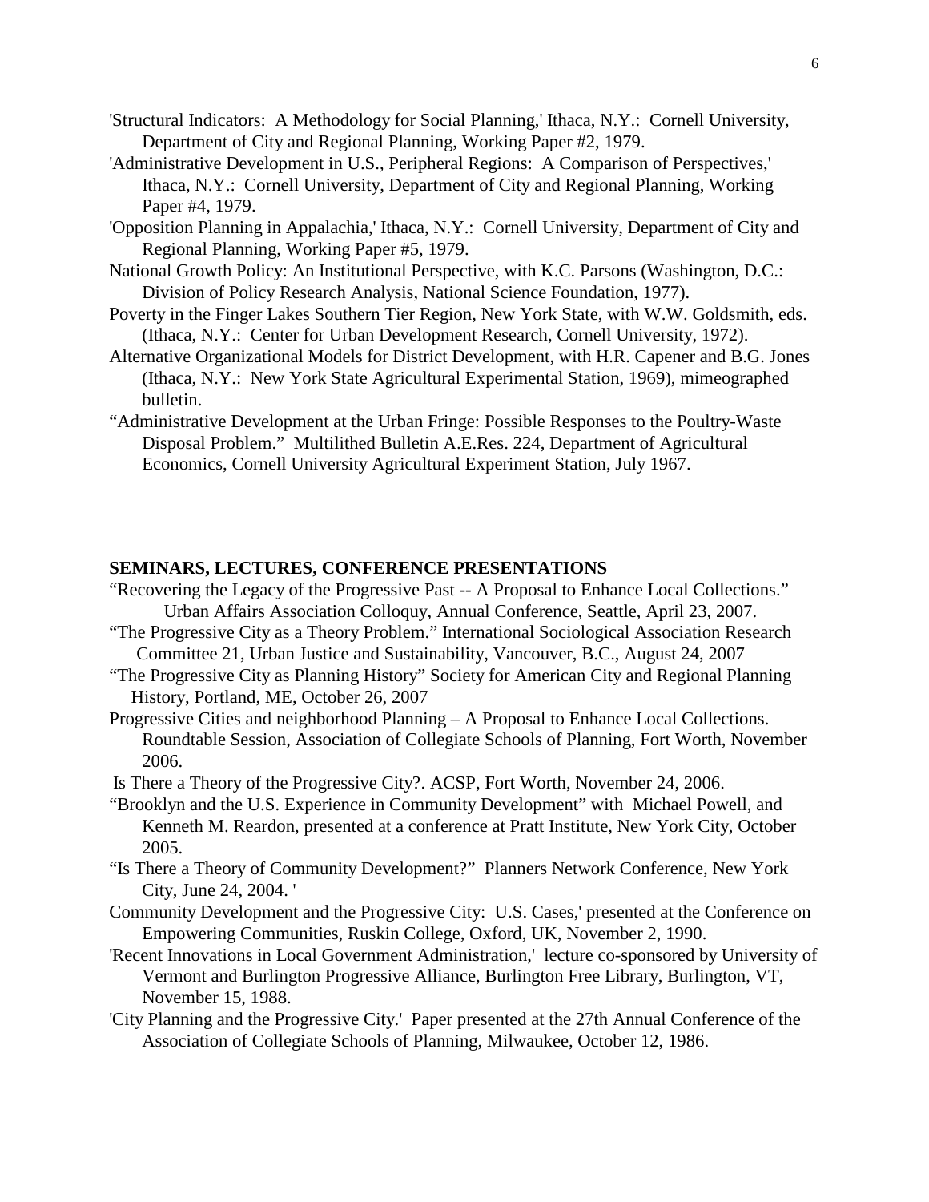'Structural Indicators: A Methodology for Social Planning,' Ithaca, N.Y.: Cornell University, Department of City and Regional Planning, Working Paper #2, 1979.

'Administrative Development in U.S., Peripheral Regions: A Comparison of Perspectives,' Ithaca, N.Y.: Cornell University, Department of City and Regional Planning, Working Paper #4, 1979.

'Opposition Planning in Appalachia,' Ithaca, N.Y.: Cornell University, Department of City and Regional Planning, Working Paper #5, 1979.

National Growth Policy: An Institutional Perspective, with K.C. Parsons (Washington, D.C.: Division of Policy Research Analysis, National Science Foundation, 1977).

Poverty in the Finger Lakes Southern Tier Region, New York State, with W.W. Goldsmith, eds. (Ithaca, N.Y.: Center for Urban Development Research, Cornell University, 1972).

Alternative Organizational Models for District Development, with H.R. Capener and B.G. Jones (Ithaca, N.Y.: New York State Agricultural Experimental Station, 1969), mimeographed bulletin.

"Administrative Development at the Urban Fringe: Possible Responses to the Poultry-Waste Disposal Problem." Multilithed Bulletin A.E.Res. 224, Department of Agricultural Economics, Cornell University Agricultural Experiment Station, July 1967.

## SEMINARS, LECTURES, CONFERENCE PRESENTATIONS

"Recovering the Legacy of the Progressive Past -- A Proposal to Enhance Local Collections." Urban Affairs Association Colloquy, Annual Conference, Seattle, April 23, 2007.

"The Progressive City as a Theory Problem." International Sociological Association Research Committee 21, Urban Justice and Sustainability, Vancouver, B.C., August 24, 2007

"The Progressive City as Planning History" Society for American City and Regional Planning History, Portland, ME, October 26, 2007

Progressive Cities and neighborhood Planning – A Proposal to Enhance Local Collections. Roundtable Session, Association of Collegiate Schools of Planning, Fort Worth, November 2006.

Is There a Theory of the Progressive City?. ACSP, Fort Worth, November 24, 2006.

"Brooklyn and the U.S. Experience in Community Development" with Michael Powell, and Kenneth M. Reardon, presented at a conference at Pratt Institute, New York City, October 2005.

"Is There a Theory of Community Development?" Planners Network Conference, New York City, June 24, 2004. '

Community Development and the Progressive City: U.S. Cases,' presented at the Conference on Empowering Communities, Ruskin College, Oxford, UK, November 2, 1990.

'Recent Innovations in Local Government Administration,' lecture co-sponsored by University of Vermont and Burlington Progressive Alliance, Burlington Free Library, Burlington, VT, November 15, 1988.

'City Planning and the Progressive City.' Paper presented at the 27th Annual Conference of the Association of Collegiate Schools of Planning, Milwaukee, October 12, 1986.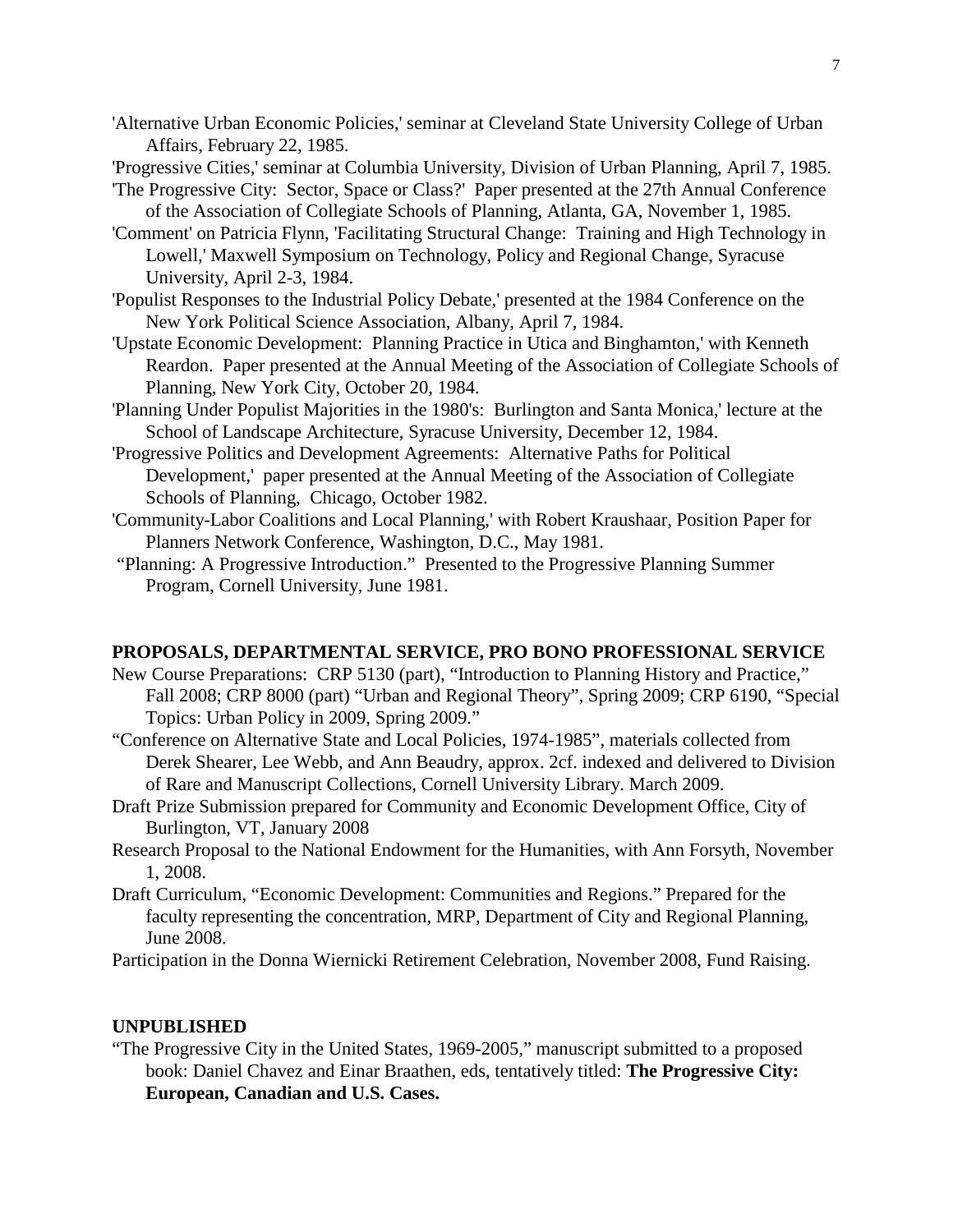'Alternative Urban Economic Policies,' seminar at Cleveland State University College of Urban Affairs, February 22, 1985.

'Progressive Cities,' seminar at Columbia University, Division of Urban Planning, April 7, 1985.

'The Progressive City: Sector, Space or Class?' Paper presented at the 27th Annual Conference of the Association of Collegiate Schools of Planning, Atlanta, GA, November 1, 1985.

'Comment' on Patricia Flynn, 'Facilitating Structural Change: Training and High Technology in Lowell,' Maxwell Symposium on Technology, Policy and Regional Change, Syracuse University, April 2-3, 1984.

'Populist Responses to the Industrial Policy Debate,' presented at the 1984 Conference on the New York Political Science Association, Albany, April 7, 1984.

'Upstate Economic Development: Planning Practice in Utica and Binghamton,' with Kenneth Reardon. Paper presented at the Annual Meeting of the Association of Collegiate Schools of Planning, New York City, October 20, 1984.

'Planning Under Populist Majorities in the 1980's: Burlington and Santa Monica,' lecture at the School of Landscape Architecture, Syracuse University, December 12, 1984.

'Progressive Politics and Development Agreements: Alternative Paths for Political Development,' paper presented at the Annual Meeting of the Association of Collegiate Schools of Planning, Chicago, October 1982.

'Community-Labor Coalitions and Local Planning,' with Robert Kraushaar, Position Paper for Planners Network Conference, Washington, D.C., May 1981.

"Planning: A Progressive Introduction." Presented to the Progressive Planning Summer Program, Cornell University, June 1981.

## PROPOSALS, DEPARTMENTAL SERVICE, PRO BONO PROFESSIONAL SERVICE

New Course Preparations: CRP 5130 (part), "Introduction to Planning History and Practice," Fall 2008; CRP 8000 (part) "Urban and Regional Theory", Spring 2009; CRP 6190, "Special Topics: Urban Policy in 2009, Spring 2009."

"Conference on Alternative State and Local Policies, 1974-1985", materials collected from Derek Shearer, Lee Webb, and Ann Beaudry, approx. 2cf. indexed and delivered to Division of Rare and Manuscript Collections, Cornell University Library. March 2009.

Draft Prize Submission prepared for Community and Economic Development Office, City of Burlington, VT, January 2008

Research Proposal to the National Endowment for the Humanities, with Ann Forsyth, November 1, 2008.

Draft Curriculum, "Economic Development: Communities and Regions." Prepared for the faculty representing the concentration, MRP, Department of City and Regional Planning, June 2008.

Participation in the Donna Wiernicki Retirement Celebration, November 2008, Fund Raising.

## UNPUBLISHED

"The Progressive City in the United States, 1969-2005," manuscript submitted to a proposed book: Daniel Chavez and Einar Braathen, eds, tentatively titled: **The Progressive City: European, Canadian and U.S. Cases.**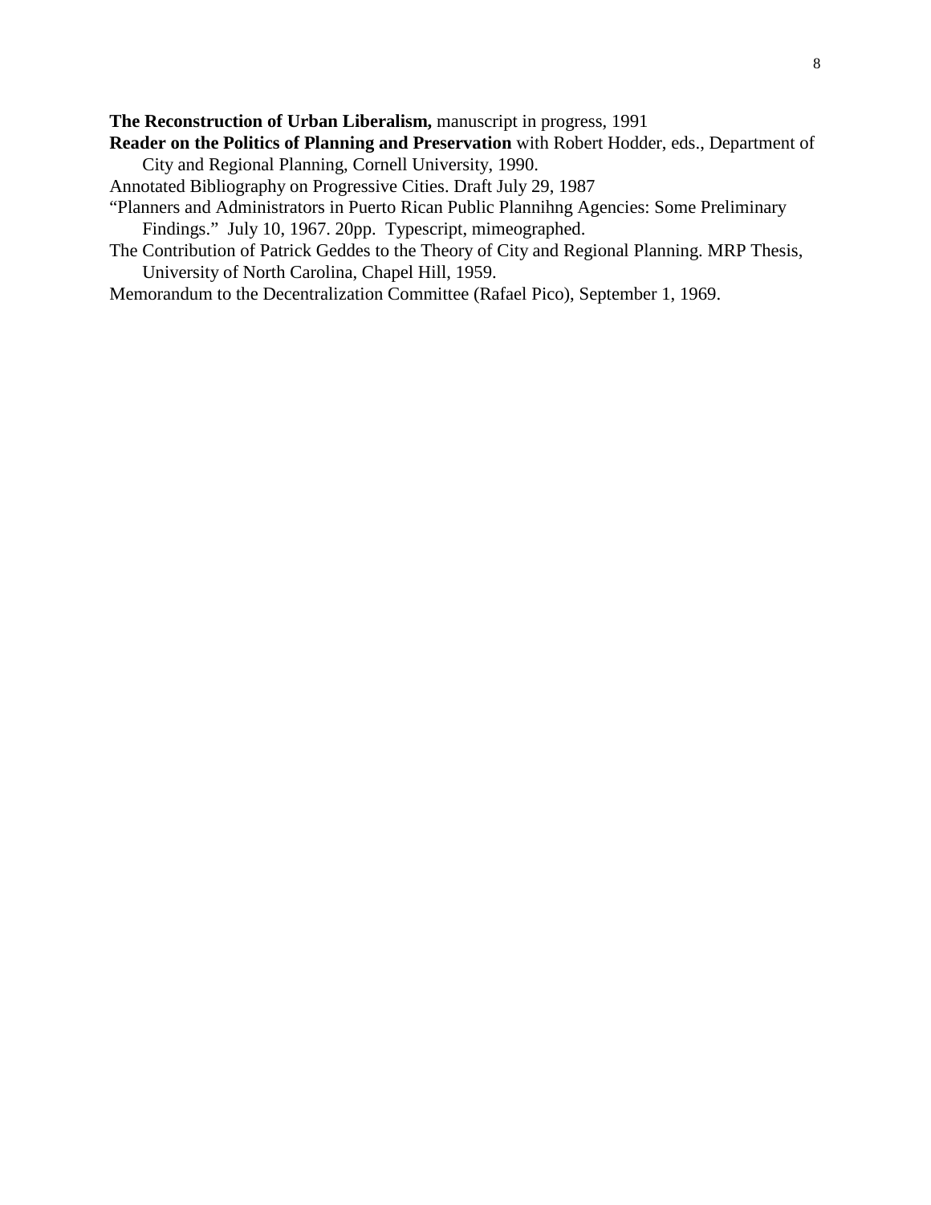**The Reconstruction of Urban Liberalism,** manuscript in progress, 1991

**Reader on the Politics of Planning and Preservation** with Robert Hodder, eds., Department of City and Regional Planning, Cornell University, 1990.

Annotated Bibliography on Progressive Cities. Draft July 29, 1987

"Planners and Administrators in Puerto Rican Public Plannihng Agencies: Some Preliminary Findings." July 10, 1967. 20pp. Typescript, mimeographed.

The Contribution of Patrick Geddes to the Theory of City and Regional Planning. MRP Thesis, University of North Carolina, Chapel Hill, 1959.

Memorandum to the Decentralization Committee (Rafael Pico), September 1, 1969.